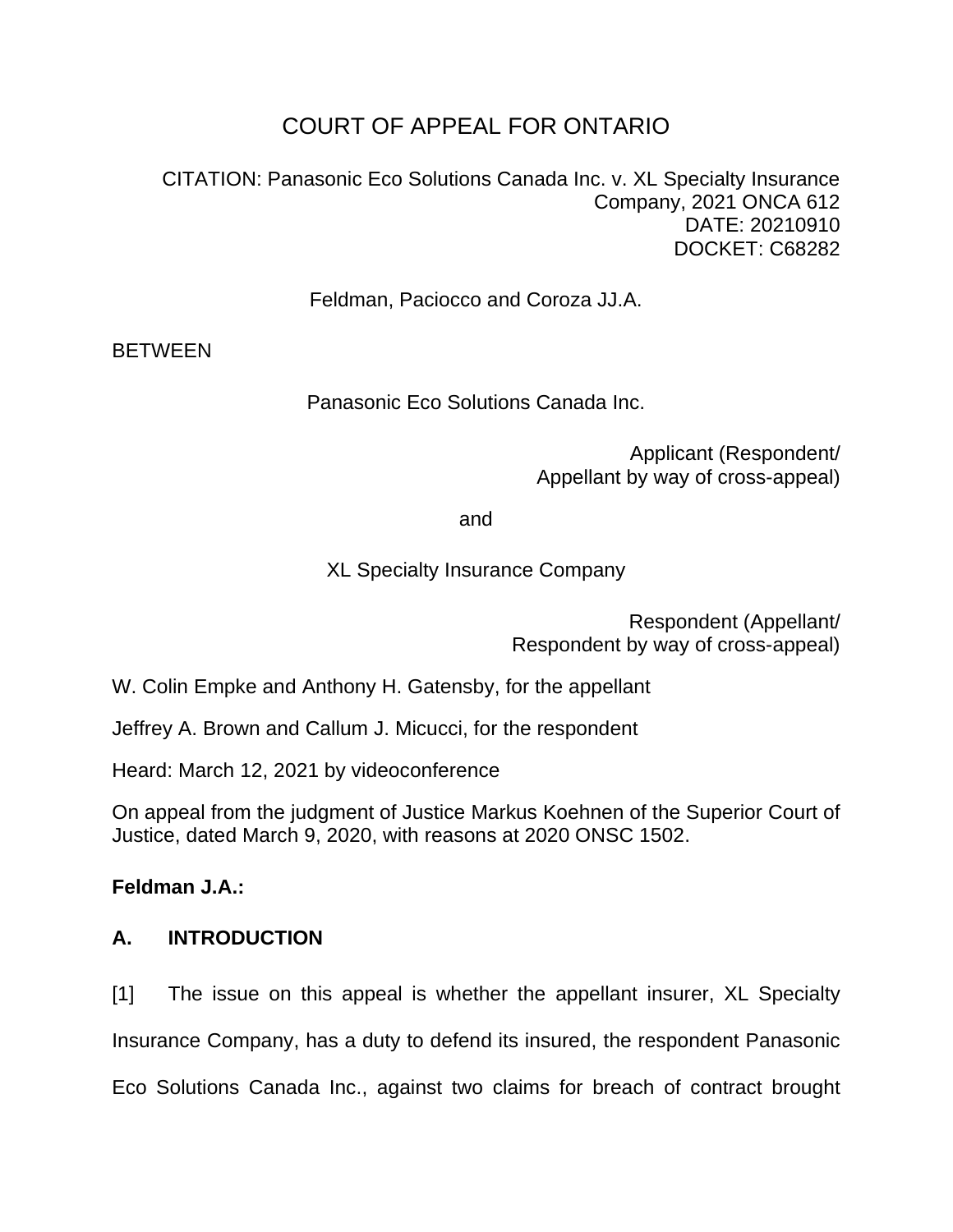# COURT OF APPEAL FOR ONTARIO

CITATION: Panasonic Eco Solutions Canada Inc. v. XL Specialty Insurance Company, 2021 ONCA 612
DATE: 20210910
DOCKET: C68282

Feldman, Paciocco and Coroza JJ.A.

BETWEEN

Panasonic Eco Solutions Canada Inc.

Applicant (Respondent/
Appellant by way of cross-appeal)

and

XL Specialty Insurance Company

Respondent (Appellant/
Respondent by way of cross-appeal)

W. Colin Empke and Anthony H. Gatensby, for the appellant

Jeffrey A. Brown and Callum J. Micucci, for the respondent

Heard: March 12, 2021 by videoconference

On appeal from the judgment of Justice Markus Koehnen of the Superior Court of Justice, dated March 9, 2020, with reasons at 2020 ONSC 1502.

**Feldman J.A.:**

## A. INTRODUCTION

[1] The issue on this appeal is whether the appellant insurer, XL Specialty Insurance Company, has a duty to defend its insured, the respondent Panasonic Eco Solutions Canada Inc., against two claims for breach of contract brought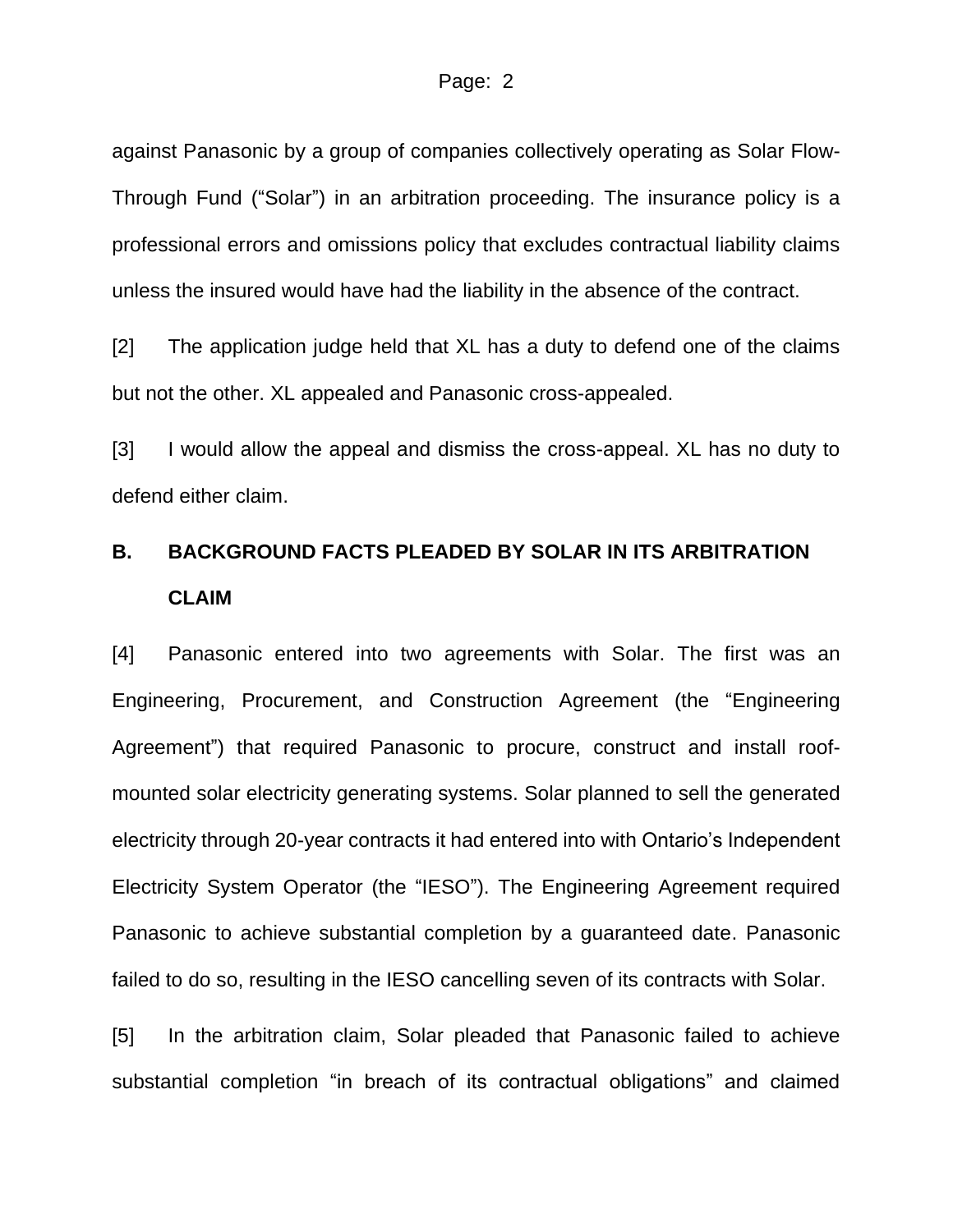against Panasonic by a group of companies collectively operating as Solar Flow-Through Fund ("Solar") in an arbitration proceeding. The insurance policy is a professional errors and omissions policy that excludes contractual liability claims unless the insured would have had the liability in the absence of the contract.

[2] The application judge held that XL has a duty to defend one of the claims but not the other. XL appealed and Panasonic cross-appealed.

[3] I would allow the appeal and dismiss the cross-appeal. XL has no duty to defend either claim.

## B. BACKGROUND FACTS PLEADED BY SOLAR IN ITS ARBITRATION CLAIM

[4] Panasonic entered into two agreements with Solar. The first was an Engineering, Procurement, and Construction Agreement (the "Engineering Agreement") that required Panasonic to procure, construct and install roof-mounted solar electricity generating systems. Solar planned to sell the generated electricity through 20-year contracts it had entered into with Ontario's Independent Electricity System Operator (the "IESO"). The Engineering Agreement required Panasonic to achieve substantial completion by a guaranteed date. Panasonic failed to do so, resulting in the IESO cancelling seven of its contracts with Solar.

[5] In the arbitration claim, Solar pleaded that Panasonic failed to achieve substantial completion "in breach of its contractual obligations" and claimed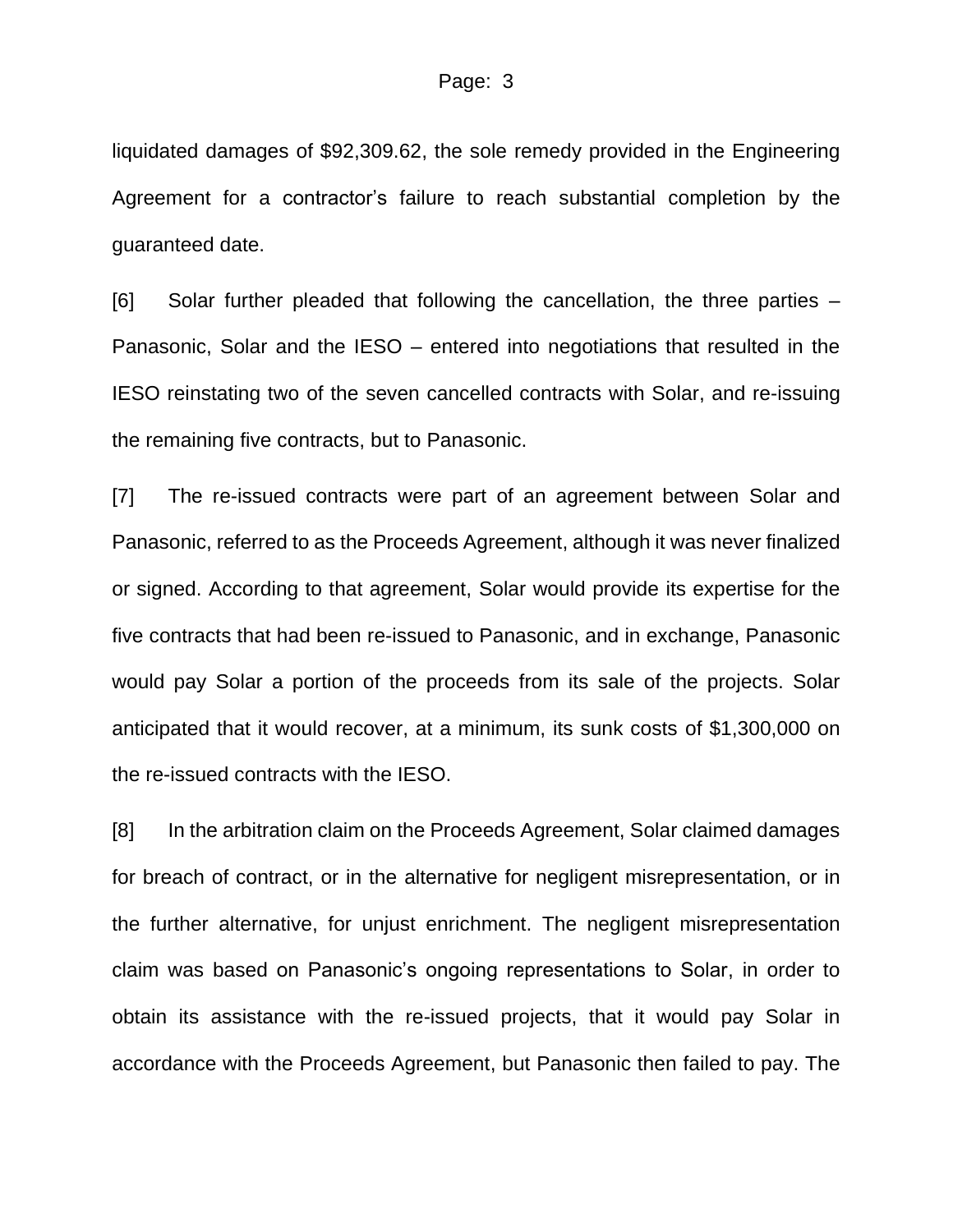liquidated damages of $92,309.62, the sole remedy provided in the Engineering Agreement for a contractor's failure to reach substantial completion by the guaranteed date.

[6] Solar further pleaded that following the cancellation, the three parties – Panasonic, Solar and the IESO – entered into negotiations that resulted in the IESO reinstating two of the seven cancelled contracts with Solar, and re-issuing the remaining five contracts, but to Panasonic.

[7] The re-issued contracts were part of an agreement between Solar and Panasonic, referred to as the Proceeds Agreement, although it was never finalized or signed. According to that agreement, Solar would provide its expertise for the five contracts that had been re-issued to Panasonic, and in exchange, Panasonic would pay Solar a portion of the proceeds from its sale of the projects. Solar anticipated that it would recover, at a minimum, its sunk costs of $1,300,000 on the re-issued contracts with the IESO.

[8] In the arbitration claim on the Proceeds Agreement, Solar claimed damages for breach of contract, or in the alternative for negligent misrepresentation, or in the further alternative, for unjust enrichment. The negligent misrepresentation claim was based on Panasonic's ongoing representations to Solar, in order to obtain its assistance with the re-issued projects, that it would pay Solar in accordance with the Proceeds Agreement, but Panasonic then failed to pay. The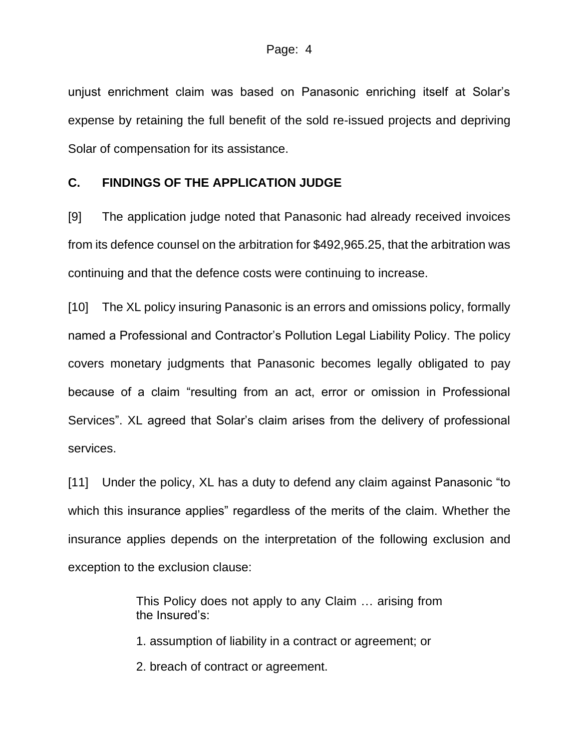unjust enrichment claim was based on Panasonic enriching itself at Solar's expense by retaining the full benefit of the sold re-issued projects and depriving Solar of compensation for its assistance.

## C. FINDINGS OF THE APPLICATION JUDGE

[9] The application judge noted that Panasonic had already received invoices from its defence counsel on the arbitration for $492,965.25, that the arbitration was continuing and that the defence costs were continuing to increase.

[10] The XL policy insuring Panasonic is an errors and omissions policy, formally named a Professional and Contractor's Pollution Legal Liability Policy. The policy covers monetary judgments that Panasonic becomes legally obligated to pay because of a claim "resulting from an act, error or omission in Professional Services". XL agreed that Solar's claim arises from the delivery of professional services.

[11] Under the policy, XL has a duty to defend any claim against Panasonic "to which this insurance applies" regardless of the merits of the claim. Whether the insurance applies depends on the interpretation of the following exclusion and exception to the exclusion clause:

> This Policy does not apply to any Claim … arising from the Insured's:
>
> 1. assumption of liability in a contract or agreement; or
>
> 2. breach of contract or agreement.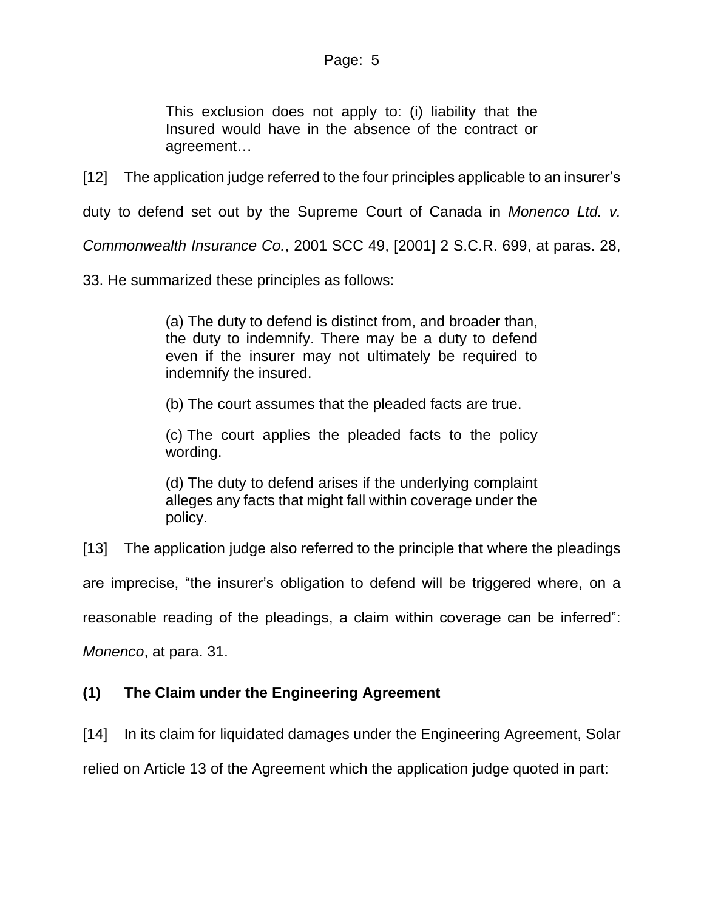> This exclusion does not apply to: (i) liability that the Insured would have in the absence of the contract or agreement…

[12] The application judge referred to the four principles applicable to an insurer's duty to defend set out by the Supreme Court of Canada in *Monenco Ltd. v. Commonwealth Insurance Co.*, 2001 SCC 49, [2001] 2 S.C.R. 699, at paras. 28, 33. He summarized these principles as follows:

> (a) The duty to defend is distinct from, and broader than, the duty to indemnify. There may be a duty to defend even if the insurer may not ultimately be required to indemnify the insured.
>
> (b) The court assumes that the pleaded facts are true.
>
> (c) The court applies the pleaded facts to the policy wording.
>
> (d) The duty to defend arises if the underlying complaint alleges any facts that might fall within coverage under the policy.

[13] The application judge also referred to the principle that where the pleadings are imprecise, "the insurer's obligation to defend will be triggered where, on a reasonable reading of the pleadings, a claim within coverage can be inferred": *Monenco*, at para. 31.

### (1) The Claim under the Engineering Agreement

[14] In its claim for liquidated damages under the Engineering Agreement, Solar relied on Article 13 of the Agreement which the application judge quoted in part: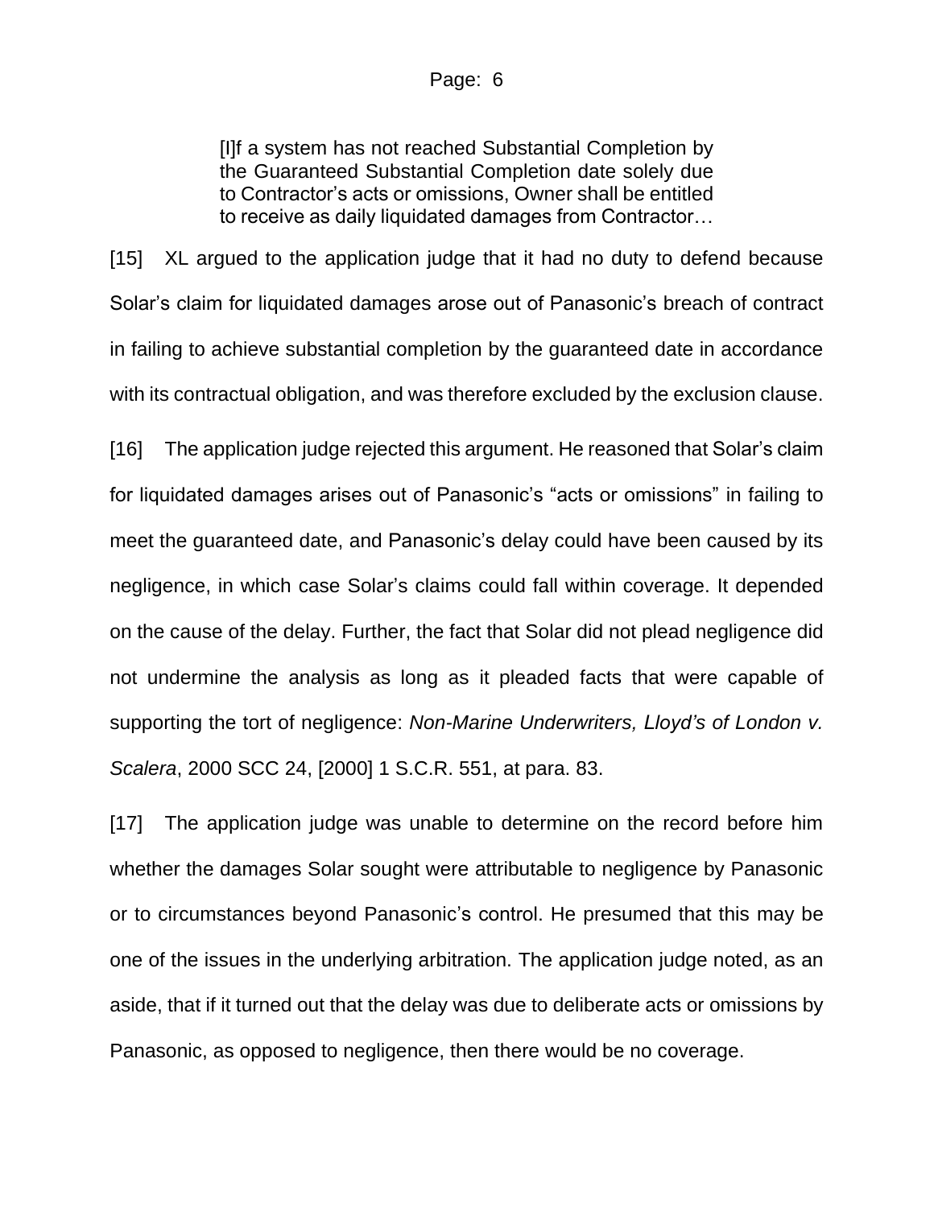> [I]f a system has not reached Substantial Completion by the Guaranteed Substantial Completion date solely due to Contractor's acts or omissions, Owner shall be entitled to receive as daily liquidated damages from Contractor…

[15] XL argued to the application judge that it had no duty to defend because Solar's claim for liquidated damages arose out of Panasonic's breach of contract in failing to achieve substantial completion by the guaranteed date in accordance with its contractual obligation, and was therefore excluded by the exclusion clause.

[16] The application judge rejected this argument. He reasoned that Solar's claim for liquidated damages arises out of Panasonic's "acts or omissions" in failing to meet the guaranteed date, and Panasonic's delay could have been caused by its negligence, in which case Solar's claims could fall within coverage. It depended on the cause of the delay. Further, the fact that Solar did not plead negligence did not undermine the analysis as long as it pleaded facts that were capable of supporting the tort of negligence: *Non-Marine Underwriters, Lloyd's of London v. Scalera*, 2000 SCC 24, [2000] 1 S.C.R. 551, at para. 83.

[17] The application judge was unable to determine on the record before him whether the damages Solar sought were attributable to negligence by Panasonic or to circumstances beyond Panasonic's control. He presumed that this may be one of the issues in the underlying arbitration. The application judge noted, as an aside, that if it turned out that the delay was due to deliberate acts or omissions by Panasonic, as opposed to negligence, then there would be no coverage.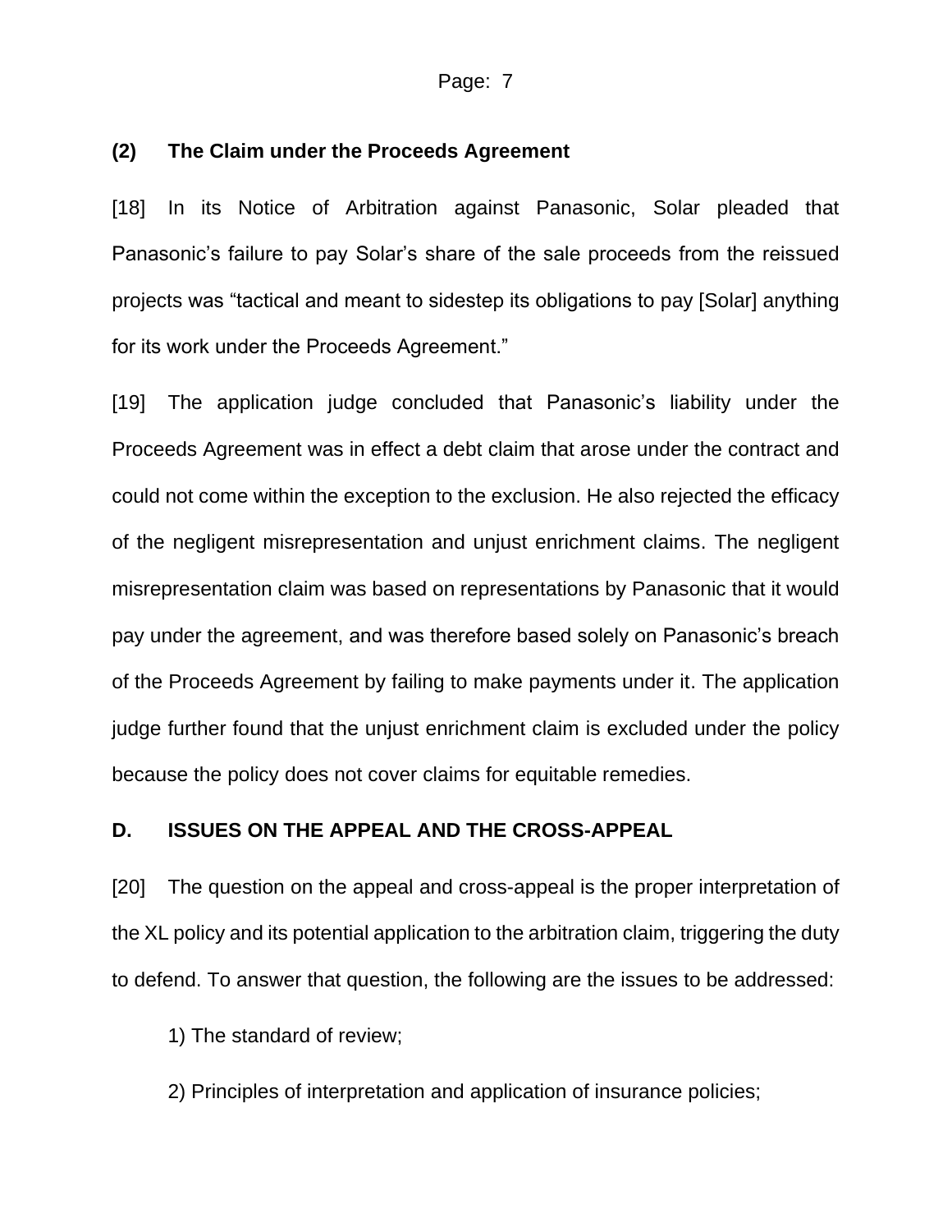### (2) The Claim under the Proceeds Agreement

[18] In its Notice of Arbitration against Panasonic, Solar pleaded that Panasonic's failure to pay Solar's share of the sale proceeds from the reissued projects was "tactical and meant to sidestep its obligations to pay [Solar] anything for its work under the Proceeds Agreement."

[19] The application judge concluded that Panasonic's liability under the Proceeds Agreement was in effect a debt claim that arose under the contract and could not come within the exception to the exclusion. He also rejected the efficacy of the negligent misrepresentation and unjust enrichment claims. The negligent misrepresentation claim was based on representations by Panasonic that it would pay under the agreement, and was therefore based solely on Panasonic's breach of the Proceeds Agreement by failing to make payments under it. The application judge further found that the unjust enrichment claim is excluded under the policy because the policy does not cover claims for equitable remedies.

## D. ISSUES ON THE APPEAL AND THE CROSS-APPEAL

[20] The question on the appeal and cross-appeal is the proper interpretation of the XL policy and its potential application to the arbitration claim, triggering the duty to defend. To answer that question, the following are the issues to be addressed:

1) The standard of review;

2) Principles of interpretation and application of insurance policies;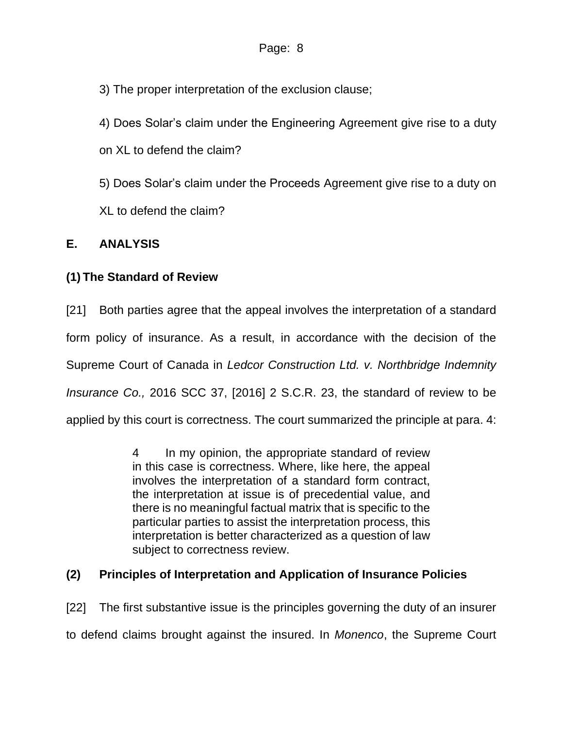3) The proper interpretation of the exclusion clause;

4) Does Solar's claim under the Engineering Agreement give rise to a duty on XL to defend the claim?

5) Does Solar's claim under the Proceeds Agreement give rise to a duty on XL to defend the claim?

## E. ANALYSIS

### (1) The Standard of Review

[21] Both parties agree that the appeal involves the interpretation of a standard form policy of insurance. As a result, in accordance with the decision of the Supreme Court of Canada in *Ledcor Construction Ltd. v. Northbridge Indemnity Insurance Co.,* 2016 SCC 37, [2016] 2 S.C.R. 23, the standard of review to be applied by this court is correctness. The court summarized the principle at para. 4:

> 4 In my opinion, the appropriate standard of review in this case is correctness. Where, like here, the appeal involves the interpretation of a standard form contract, the interpretation at issue is of precedential value, and there is no meaningful factual matrix that is specific to the particular parties to assist the interpretation process, this interpretation is better characterized as a question of law subject to correctness review.

### (2) Principles of Interpretation and Application of Insurance Policies

[22] The first substantive issue is the principles governing the duty of an insurer to defend claims brought against the insured. In *Monenco*, the Supreme Court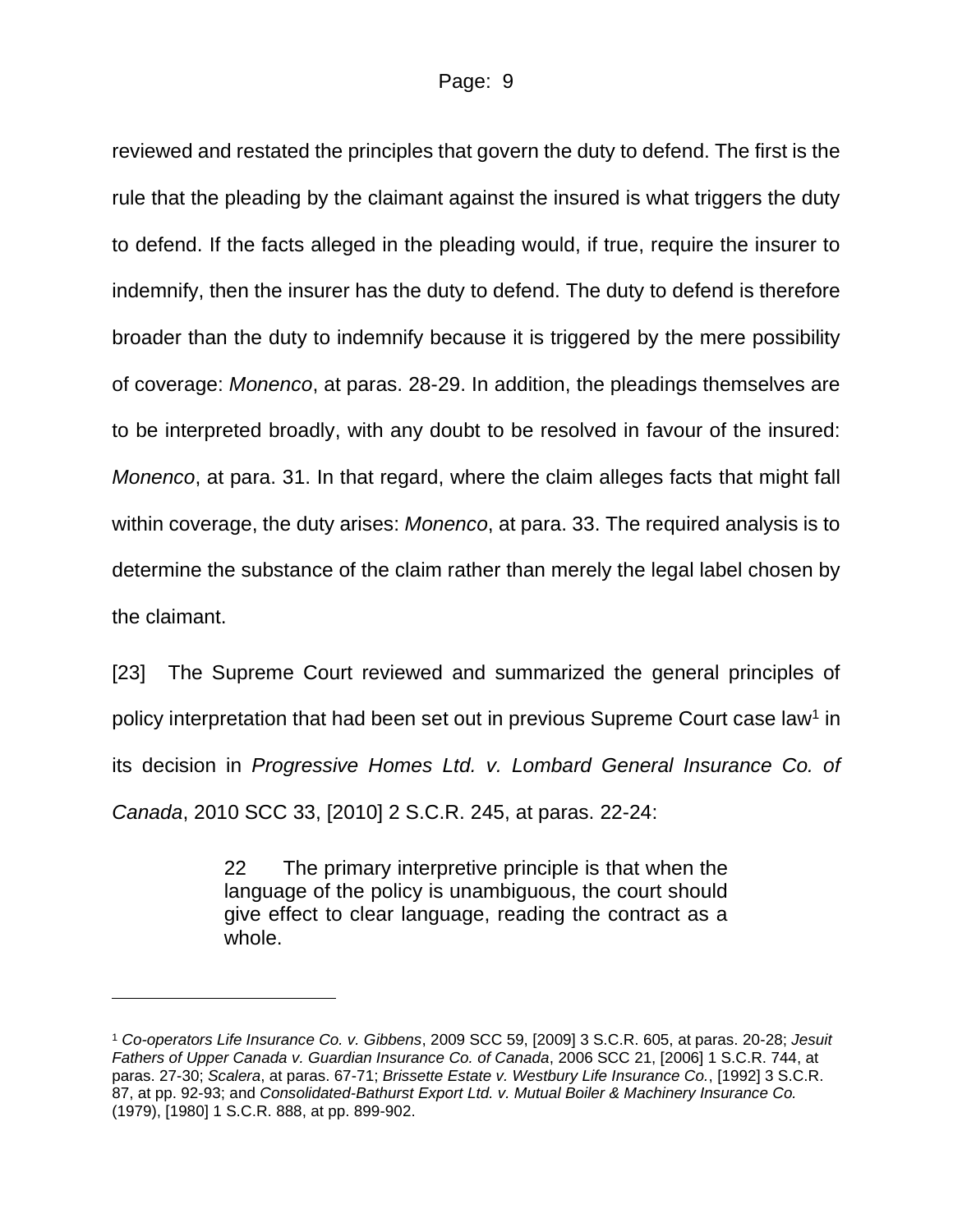reviewed and restated the principles that govern the duty to defend. The first is the rule that the pleading by the claimant against the insured is what triggers the duty to defend. If the facts alleged in the pleading would, if true, require the insurer to indemnify, then the insurer has the duty to defend. The duty to defend is therefore broader than the duty to indemnify because it is triggered by the mere possibility of coverage: *Monenco*, at paras. 28-29. In addition, the pleadings themselves are to be interpreted broadly, with any doubt to be resolved in favour of the insured: *Monenco*, at para. 31. In that regard, where the claim alleges facts that might fall within coverage, the duty arises: *Monenco*, at para. 33. The required analysis is to determine the substance of the claim rather than merely the legal label chosen by the claimant.

[23] The Supreme Court reviewed and summarized the general principles of policy interpretation that had been set out in previous Supreme Court case law[1] in its decision in *Progressive Homes Ltd. v. Lombard General Insurance Co. of Canada*, 2010 SCC 33, [2010] 2 S.C.R. 245, at paras. 22-24:

> 22 The primary interpretive principle is that when the language of the policy is unambiguous, the court should give effect to clear language, reading the contract as a whole.

---

[1] *Co-operators Life Insurance Co. v. Gibbens*, 2009 SCC 59, [2009] 3 S.C.R. 605, at paras. 20-28; *Jesuit Fathers of Upper Canada v. Guardian Insurance Co. of Canada*, 2006 SCC 21, [2006] 1 S.C.R. 744, at paras. 27-30; *Scalera*, at paras. 67-71; *Brissette Estate v. Westbury Life Insurance Co.*, [1992] 3 S.C.R. 87, at pp. 92-93; and *Consolidated-Bathurst Export Ltd. v. Mutual Boiler & Machinery Insurance Co.* (1979), [1980] 1 S.C.R. 888, at pp. 899-902.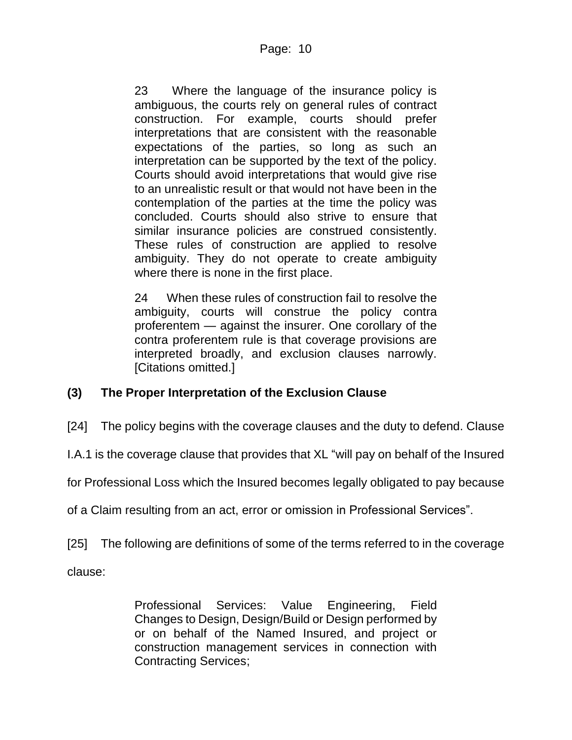> 23 Where the language of the insurance policy is ambiguous, the courts rely on general rules of contract construction. For example, courts should prefer interpretations that are consistent with the reasonable expectations of the parties, so long as such an interpretation can be supported by the text of the policy. Courts should avoid interpretations that would give rise to an unrealistic result or that would not have been in the contemplation of the parties at the time the policy was concluded. Courts should also strive to ensure that similar insurance policies are construed consistently. These rules of construction are applied to resolve ambiguity. They do not operate to create ambiguity where there is none in the first place.
>
> 24 When these rules of construction fail to resolve the ambiguity, courts will construe the policy contra proferentem — against the insurer. One corollary of the contra proferentem rule is that coverage provisions are interpreted broadly, and exclusion clauses narrowly. [Citations omitted.]

### (3) The Proper Interpretation of the Exclusion Clause

[24] The policy begins with the coverage clauses and the duty to defend. Clause I.A.1 is the coverage clause that provides that XL "will pay on behalf of the Insured for Professional Loss which the Insured becomes legally obligated to pay because of a Claim resulting from an act, error or omission in Professional Services".

[25] The following are definitions of some of the terms referred to in the coverage clause:

> Professional Services: Value Engineering, Field Changes to Design, Design/Build or Design performed by or on behalf of the Named Insured, and project or construction management services in connection with Contracting Services;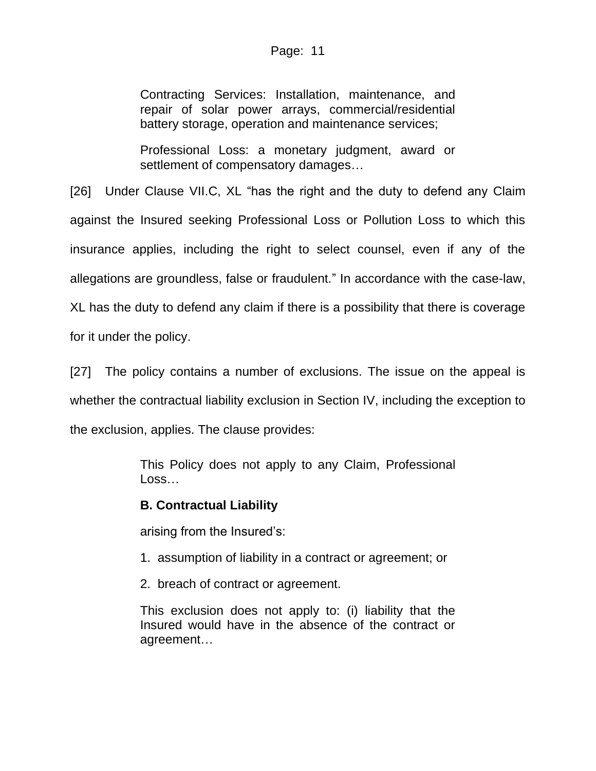> Contracting Services: Installation, maintenance, and repair of solar power arrays, commercial/residential battery storage, operation and maintenance services;
>
> Professional Loss: a monetary judgment, award or settlement of compensatory damages…

[26] Under Clause VII.C, XL "has the right and the duty to defend any Claim against the Insured seeking Professional Loss or Pollution Loss to which this insurance applies, including the right to select counsel, even if any of the allegations are groundless, false or fraudulent." In accordance with the case-law, XL has the duty to defend any claim if there is a possibility that there is coverage for it under the policy.

[27] The policy contains a number of exclusions. The issue on the appeal is whether the contractual liability exclusion in Section IV, including the exception to the exclusion, applies. The clause provides:

> This Policy does not apply to any Claim, Professional Loss…
>
> **B. Contractual Liability**
>
> arising from the Insured's:
>
> 1. assumption of liability in a contract or agreement; or
> 2. breach of contract or agreement.
>
> This exclusion does not apply to: (i) liability that the Insured would have in the absence of the contract or agreement…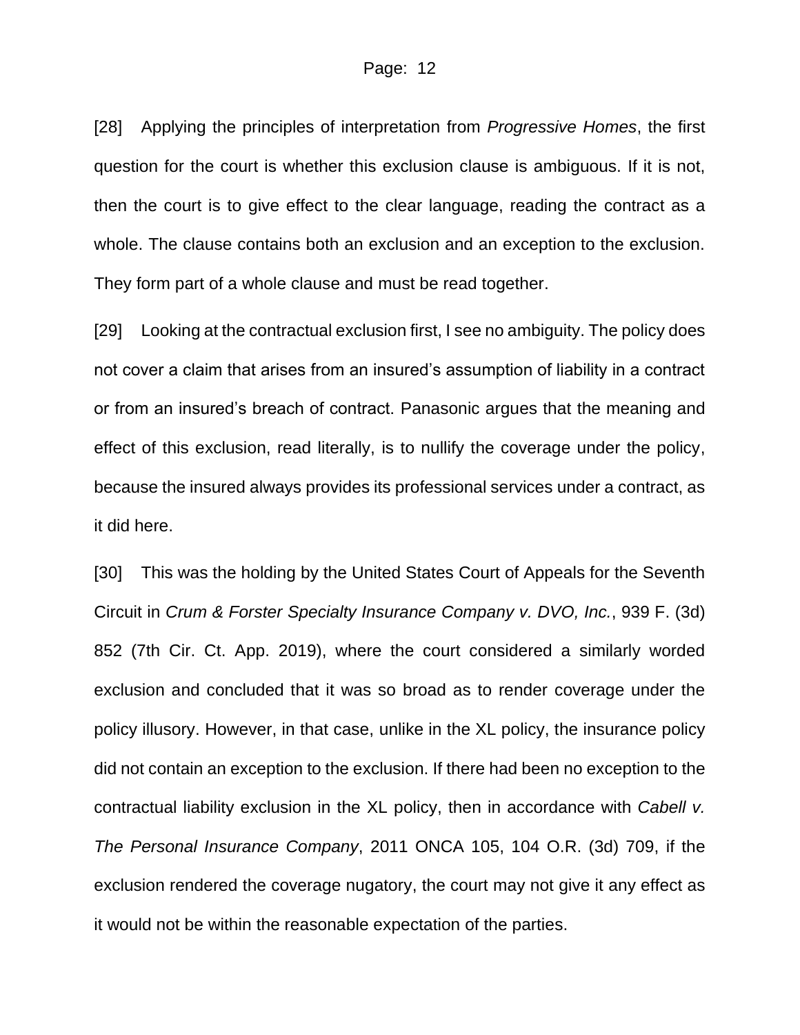[28] Applying the principles of interpretation from *Progressive Homes*, the first question for the court is whether this exclusion clause is ambiguous. If it is not, then the court is to give effect to the clear language, reading the contract as a whole. The clause contains both an exclusion and an exception to the exclusion. They form part of a whole clause and must be read together.

[29] Looking at the contractual exclusion first, I see no ambiguity. The policy does not cover a claim that arises from an insured's assumption of liability in a contract or from an insured's breach of contract. Panasonic argues that the meaning and effect of this exclusion, read literally, is to nullify the coverage under the policy, because the insured always provides its professional services under a contract, as it did here.

[30] This was the holding by the United States Court of Appeals for the Seventh Circuit in *Crum & Forster Specialty Insurance Company v. DVO, Inc.*, 939 F. (3d) 852 (7th Cir. Ct. App. 2019), where the court considered a similarly worded exclusion and concluded that it was so broad as to render coverage under the policy illusory. However, in that case, unlike in the XL policy, the insurance policy did not contain an exception to the exclusion. If there had been no exception to the contractual liability exclusion in the XL policy, then in accordance with *Cabell v. The Personal Insurance Company*, 2011 ONCA 105, 104 O.R. (3d) 709, if the exclusion rendered the coverage nugatory, the court may not give it any effect as it would not be within the reasonable expectation of the parties.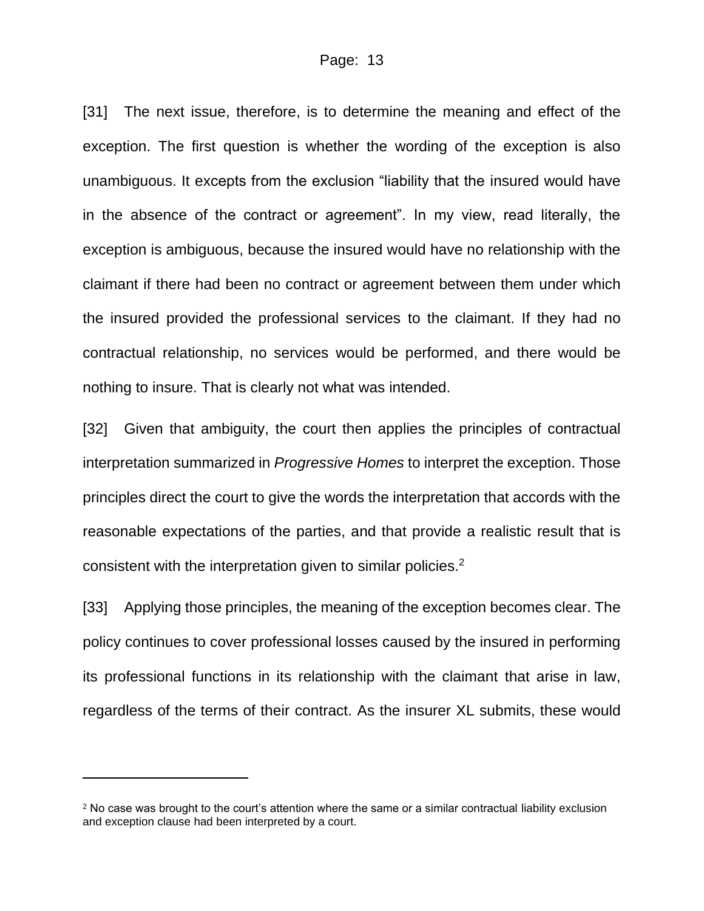[31] The next issue, therefore, is to determine the meaning and effect of the exception. The first question is whether the wording of the exception is also unambiguous. It excepts from the exclusion “liability that the insured would have in the absence of the contract or agreement”. In my view, read literally, the exception is ambiguous, because the insured would have no relationship with the claimant if there had been no contract or agreement between them under which the insured provided the professional services to the claimant. If they had no contractual relationship, no services would be performed, and there would be nothing to insure. That is clearly not what was intended.

[32] Given that ambiguity, the court then applies the principles of contractual interpretation summarized in *Progressive Homes* to interpret the exception. Those principles direct the court to give the words the interpretation that accords with the reasonable expectations of the parties, and that provide a realistic result that is consistent with the interpretation given to similar policies.[2]

[33] Applying those principles, the meaning of the exception becomes clear. The policy continues to cover professional losses caused by the insured in performing its professional functions in its relationship with the claimant that arise in law, regardless of the terms of their contract. As the insurer XL submits, these would

---

[2] No case was brought to the court’s attention where the same or a similar contractual liability exclusion and exception clause had been interpreted by a court.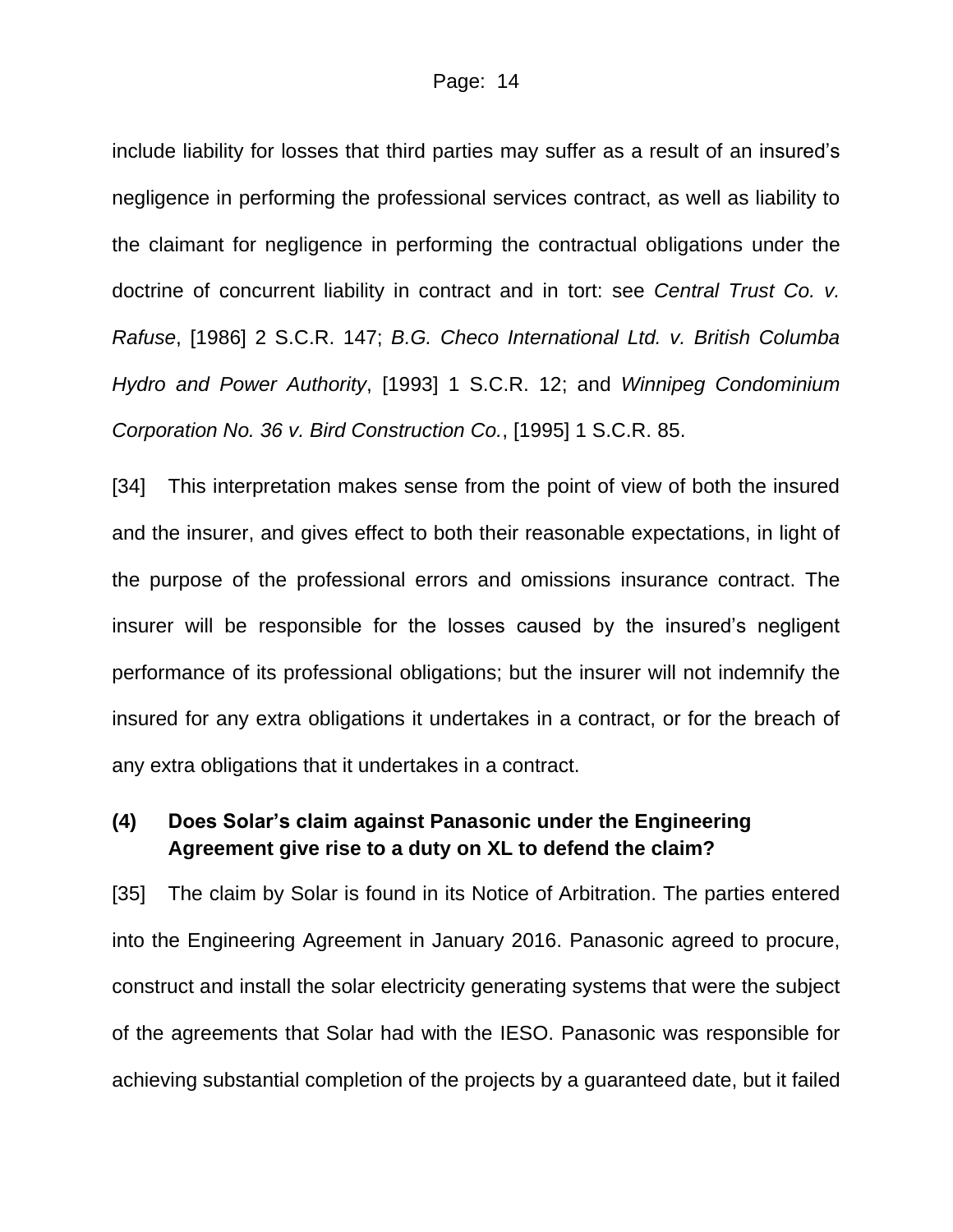include liability for losses that third parties may suffer as a result of an insured's negligence in performing the professional services contract, as well as liability to the claimant for negligence in performing the contractual obligations under the doctrine of concurrent liability in contract and in tort: see *Central Trust Co. v. Rafuse*, [1986] 2 S.C.R. 147; *B.G. Checo International Ltd. v. British Columba Hydro and Power Authority*, [1993] 1 S.C.R. 12; and *Winnipeg Condominium Corporation No. 36 v. Bird Construction Co.*, [1995] 1 S.C.R. 85.

[34] This interpretation makes sense from the point of view of both the insured and the insurer, and gives effect to both their reasonable expectations, in light of the purpose of the professional errors and omissions insurance contract. The insurer will be responsible for the losses caused by the insured's negligent performance of its professional obligations; but the insurer will not indemnify the insured for any extra obligations it undertakes in a contract, or for the breach of any extra obligations that it undertakes in a contract.

### (4) Does Solar's claim against Panasonic under the Engineering Agreement give rise to a duty on XL to defend the claim?

[35] The claim by Solar is found in its Notice of Arbitration. The parties entered into the Engineering Agreement in January 2016. Panasonic agreed to procure, construct and install the solar electricity generating systems that were the subject of the agreements that Solar had with the IESO. Panasonic was responsible for achieving substantial completion of the projects by a guaranteed date, but it failed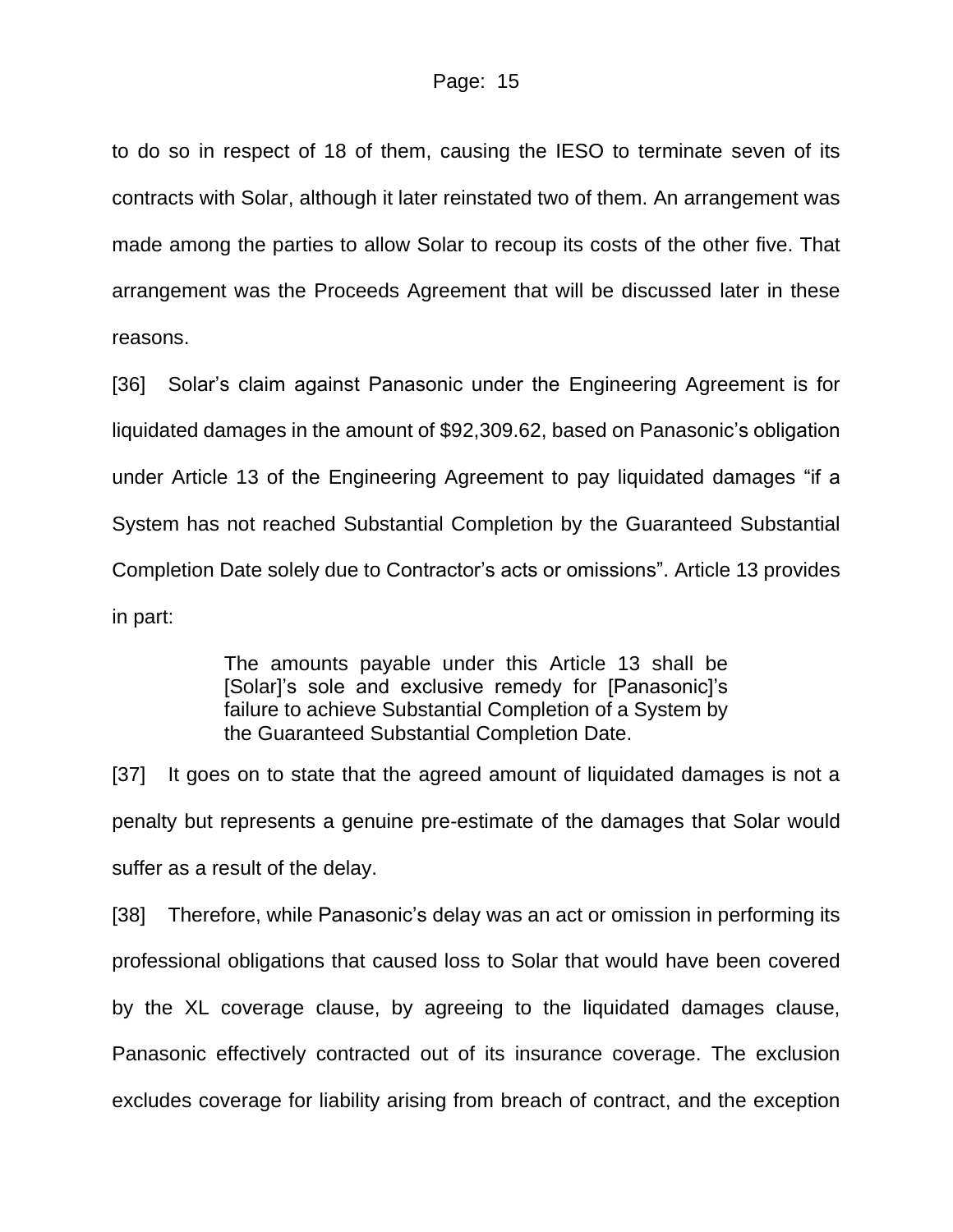to do so in respect of 18 of them, causing the IESO to terminate seven of its contracts with Solar, although it later reinstated two of them. An arrangement was made among the parties to allow Solar to recoup its costs of the other five. That arrangement was the Proceeds Agreement that will be discussed later in these reasons.

[36] Solar's claim against Panasonic under the Engineering Agreement is for liquidated damages in the amount of $92,309.62, based on Panasonic's obligation under Article 13 of the Engineering Agreement to pay liquidated damages "if a System has not reached Substantial Completion by the Guaranteed Substantial Completion Date solely due to Contractor's acts or omissions". Article 13 provides in part:

> The amounts payable under this Article 13 shall be [Solar]'s sole and exclusive remedy for [Panasonic]'s failure to achieve Substantial Completion of a System by the Guaranteed Substantial Completion Date.

[37] It goes on to state that the agreed amount of liquidated damages is not a penalty but represents a genuine pre-estimate of the damages that Solar would suffer as a result of the delay.

[38] Therefore, while Panasonic's delay was an act or omission in performing its professional obligations that caused loss to Solar that would have been covered by the XL coverage clause, by agreeing to the liquidated damages clause, Panasonic effectively contracted out of its insurance coverage. The exclusion excludes coverage for liability arising from breach of contract, and the exception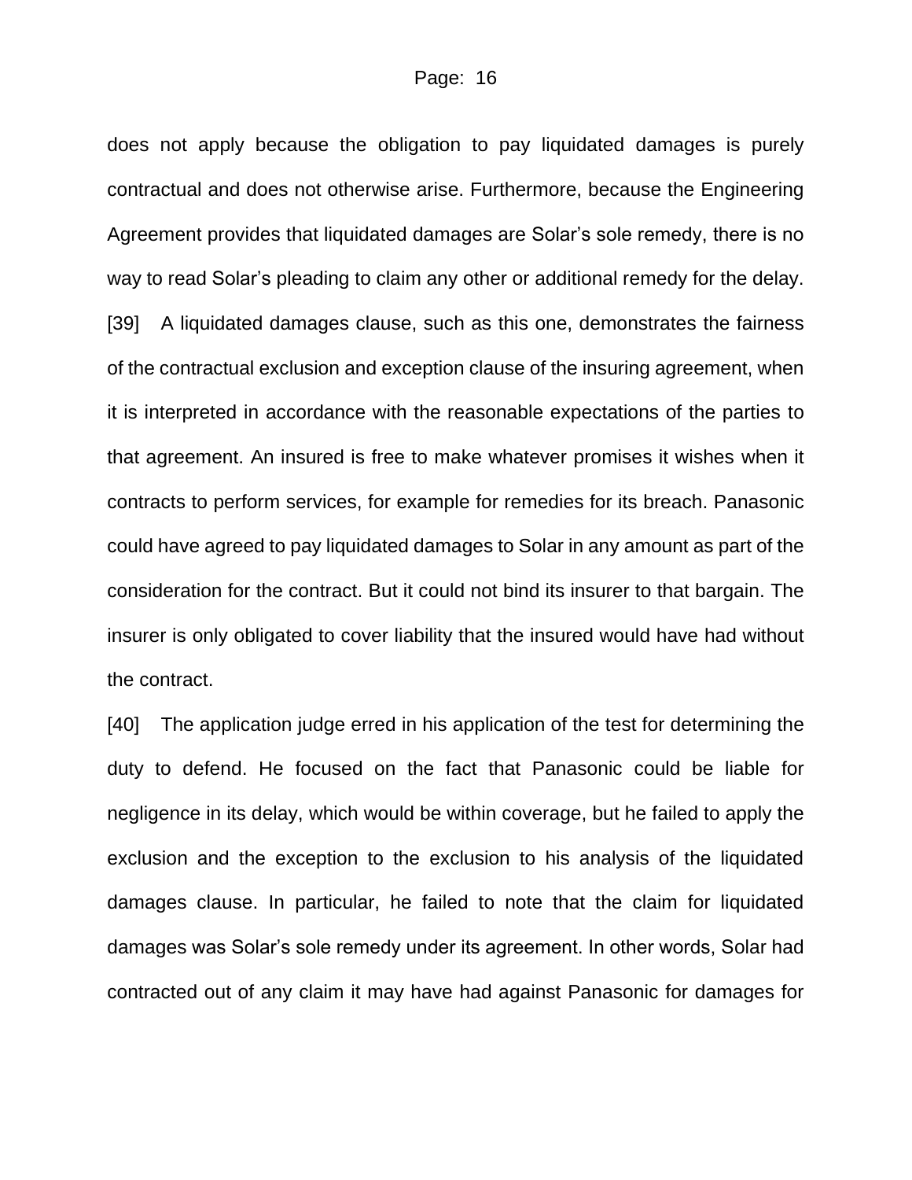does not apply because the obligation to pay liquidated damages is purely contractual and does not otherwise arise. Furthermore, because the Engineering Agreement provides that liquidated damages are Solar's sole remedy, there is no way to read Solar's pleading to claim any other or additional remedy for the delay.

[39] A liquidated damages clause, such as this one, demonstrates the fairness of the contractual exclusion and exception clause of the insuring agreement, when it is interpreted in accordance with the reasonable expectations of the parties to that agreement. An insured is free to make whatever promises it wishes when it contracts to perform services, for example for remedies for its breach. Panasonic could have agreed to pay liquidated damages to Solar in any amount as part of the consideration for the contract. But it could not bind its insurer to that bargain. The insurer is only obligated to cover liability that the insured would have had without the contract.

[40] The application judge erred in his application of the test for determining the duty to defend. He focused on the fact that Panasonic could be liable for negligence in its delay, which would be within coverage, but he failed to apply the exclusion and the exception to the exclusion to his analysis of the liquidated damages clause. In particular, he failed to note that the claim for liquidated damages was Solar's sole remedy under its agreement. In other words, Solar had contracted out of any claim it may have had against Panasonic for damages for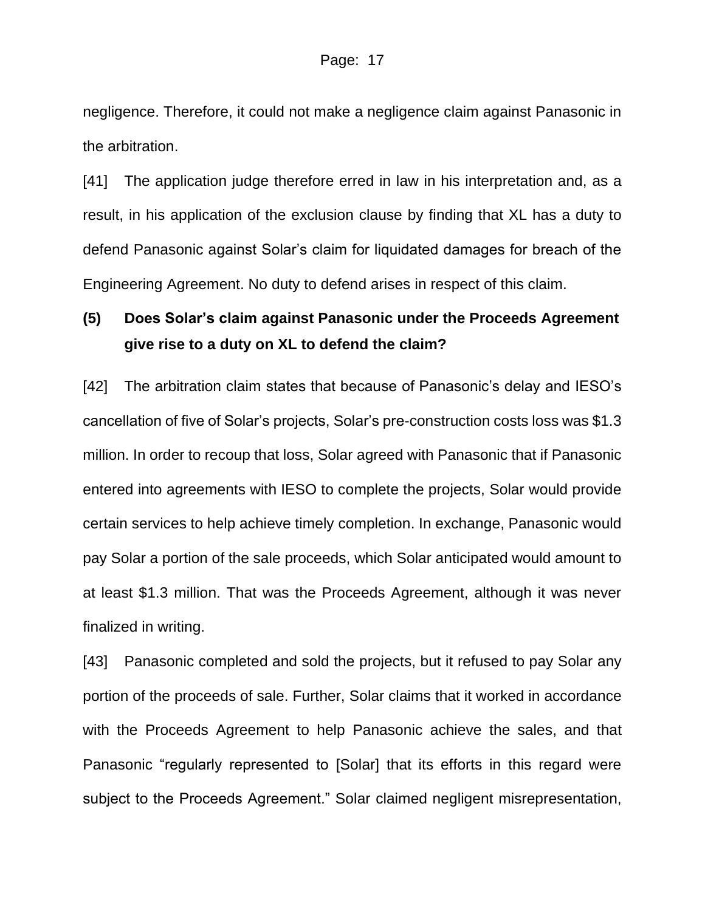negligence. Therefore, it could not make a negligence claim against Panasonic in the arbitration.

[41] The application judge therefore erred in law in his interpretation and, as a result, in his application of the exclusion clause by finding that XL has a duty to defend Panasonic against Solar's claim for liquidated damages for breach of the Engineering Agreement. No duty to defend arises in respect of this claim.

### (5) Does Solar's claim against Panasonic under the Proceeds Agreement give rise to a duty on XL to defend the claim?

[42] The arbitration claim states that because of Panasonic's delay and IESO's cancellation of five of Solar's projects, Solar's pre-construction costs loss was $1.3 million. In order to recoup that loss, Solar agreed with Panasonic that if Panasonic entered into agreements with IESO to complete the projects, Solar would provide certain services to help achieve timely completion. In exchange, Panasonic would pay Solar a portion of the sale proceeds, which Solar anticipated would amount to at least $1.3 million. That was the Proceeds Agreement, although it was never finalized in writing.

[43] Panasonic completed and sold the projects, but it refused to pay Solar any portion of the proceeds of sale. Further, Solar claims that it worked in accordance with the Proceeds Agreement to help Panasonic achieve the sales, and that Panasonic "regularly represented to [Solar] that its efforts in this regard were subject to the Proceeds Agreement." Solar claimed negligent misrepresentation,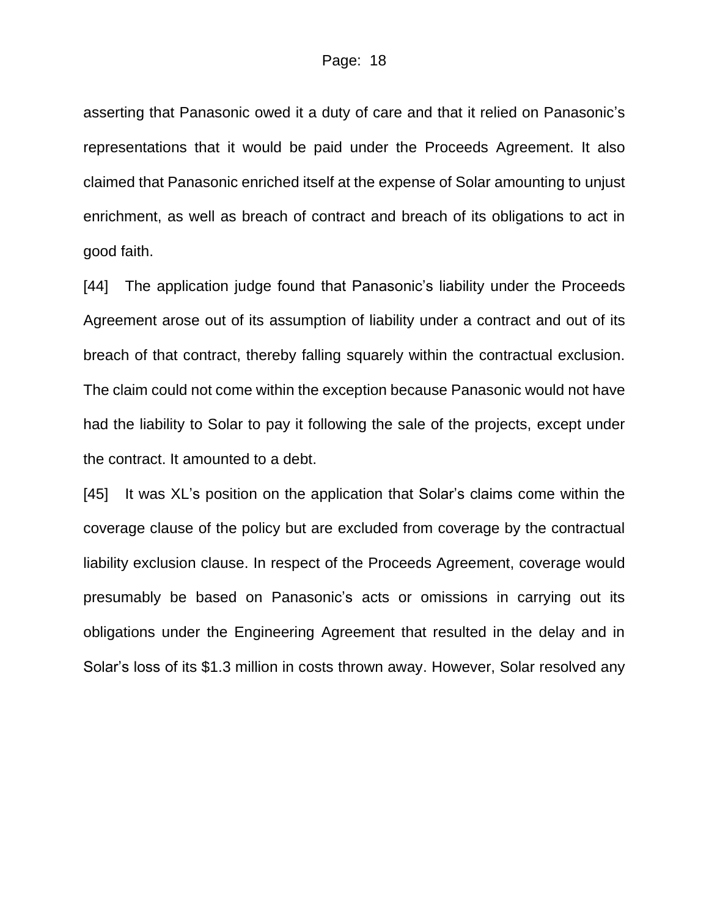asserting that Panasonic owed it a duty of care and that it relied on Panasonic's representations that it would be paid under the Proceeds Agreement. It also claimed that Panasonic enriched itself at the expense of Solar amounting to unjust enrichment, as well as breach of contract and breach of its obligations to act in good faith.

[44] The application judge found that Panasonic's liability under the Proceeds Agreement arose out of its assumption of liability under a contract and out of its breach of that contract, thereby falling squarely within the contractual exclusion. The claim could not come within the exception because Panasonic would not have had the liability to Solar to pay it following the sale of the projects, except under the contract. It amounted to a debt.

[45] It was XL's position on the application that Solar's claims come within the coverage clause of the policy but are excluded from coverage by the contractual liability exclusion clause. In respect of the Proceeds Agreement, coverage would presumably be based on Panasonic's acts or omissions in carrying out its obligations under the Engineering Agreement that resulted in the delay and in Solar's loss of its $1.3 million in costs thrown away. However, Solar resolved any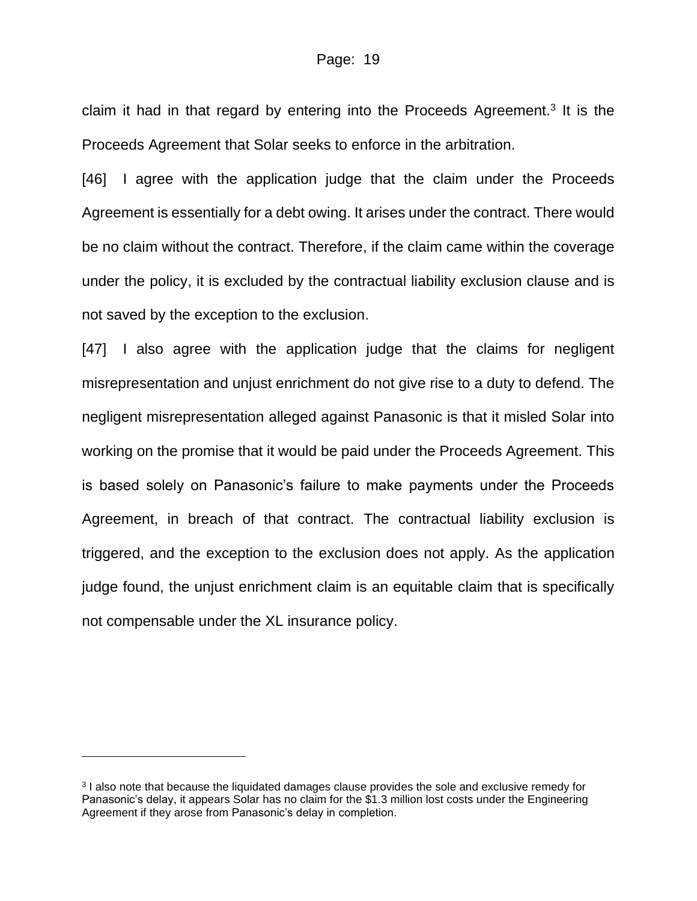claim it had in that regard by entering into the Proceeds Agreement.[3] It is the Proceeds Agreement that Solar seeks to enforce in the arbitration.

[46] I agree with the application judge that the claim under the Proceeds Agreement is essentially for a debt owing. It arises under the contract. There would be no claim without the contract. Therefore, if the claim came within the coverage under the policy, it is excluded by the contractual liability exclusion clause and is not saved by the exception to the exclusion.

[47] I also agree with the application judge that the claims for negligent misrepresentation and unjust enrichment do not give rise to a duty to defend. The negligent misrepresentation alleged against Panasonic is that it misled Solar into working on the promise that it would be paid under the Proceeds Agreement. This is based solely on Panasonic's failure to make payments under the Proceeds Agreement, in breach of that contract. The contractual liability exclusion is triggered, and the exception to the exclusion does not apply. As the application judge found, the unjust enrichment claim is an equitable claim that is specifically not compensable under the XL insurance policy.

---

[3] I also note that because the liquidated damages clause provides the sole and exclusive remedy for Panasonic's delay, it appears Solar has no claim for the $1.3 million lost costs under the Engineering Agreement if they arose from Panasonic's delay in completion.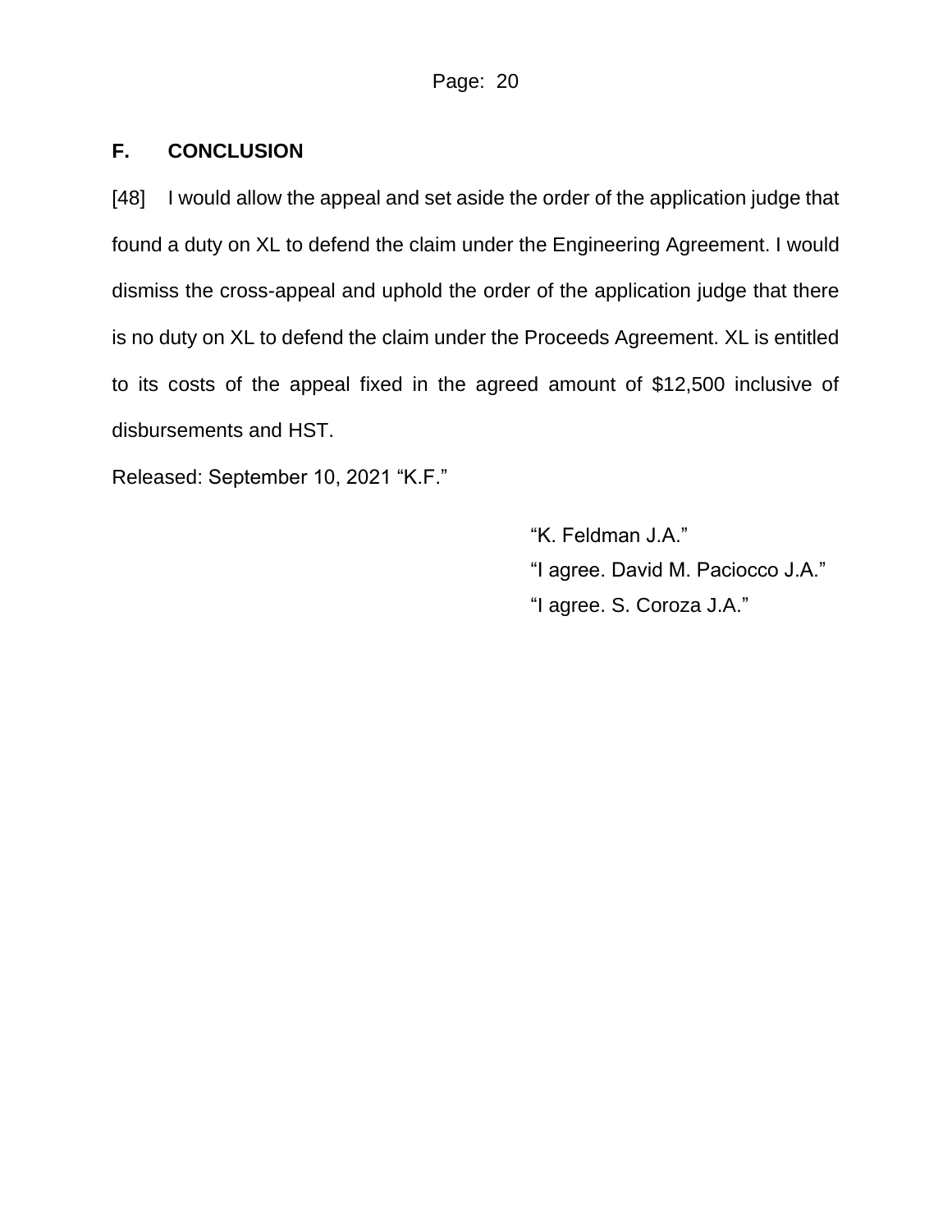## F. CONCLUSION

[48] I would allow the appeal and set aside the order of the application judge that found a duty on XL to defend the claim under the Engineering Agreement. I would dismiss the cross-appeal and uphold the order of the application judge that there is no duty on XL to defend the claim under the Proceeds Agreement. XL is entitled to its costs of the appeal fixed in the agreed amount of $12,500 inclusive of disbursements and HST.

Released: September 10, 2021 “K.F.”

“K. Feldman J.A.”
“I agree. David M. Paciocco J.A.”
“I agree. S. Coroza J.A.”